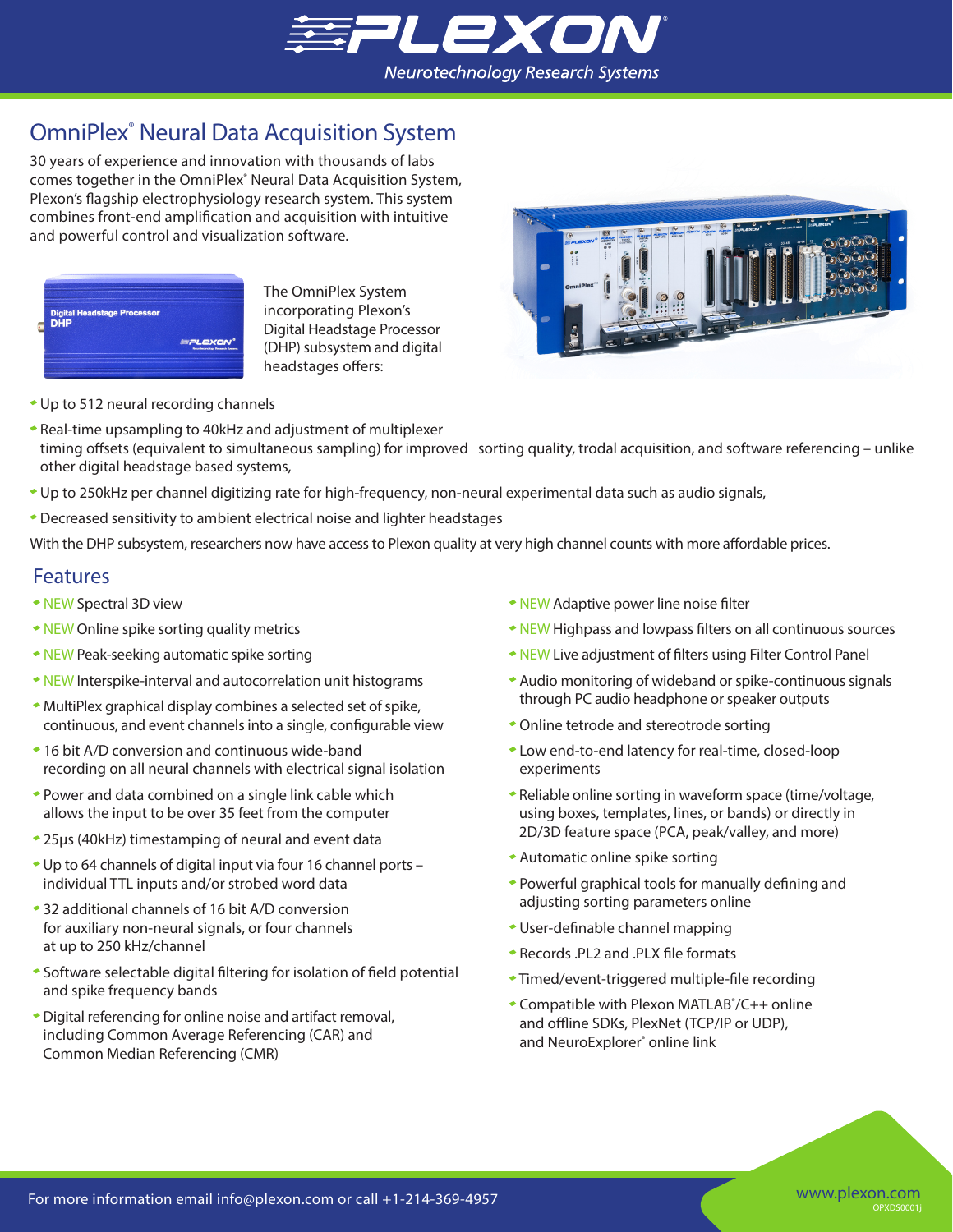# PLEXON

*Neurotechnology Research Systems*

## OmniPlex® Neural Data Acquisition System

30 years of experience and innovation with thousands of labs comes together in the OmniPlex® Neural Data Acquisition System, Plexon's flagship electrophysiology research system. This system combines front-end amplification and acquisition with intuitive and powerful control and visualization software.

The OmniPlex System incorporating Plexon's Digital Headstage Processor (DHP) subsystem and digital headstages offers:

- Up to 512 neural recording channels
- Real-time upsampling to 40kHz and adjustment of multiplexer timing offsets (equivalent to simultaneous sampling) for improved sorting quality, trodal acquisition, and software referencing – unlike other digital headstage based systems,
- Up to 250kHz per channel digitizing rate for high-frequency, non-neural experimental data such as audio signals,
- Decreased sensitivity to ambient electrical noise and lighter headstages

With the DHP subsystem, researchers now have access to Plexon quality at very high channel counts with more affordable prices.

## Features

- NEW Spectral 3D view
- NEW Online spike sorting quality metrics
- NEW Peak-seeking automatic spike sorting
- NEW Interspike-interval and autocorrelation unit histograms
- MultiPlex graphical display combines a selected set of spike, continuous, and event channels into a single, configurable view
- 16 bit A/D conversion and continuous wide-band recording on all neural channels with electrical signal isolation
- Power and data combined on a single link cable which allows the input to be over 35 feet from the computer
- 25µs (40kHz) timestamping of neural and event data
- Up to 64 channels of digital input via four 16 channel ports – individual TTL inputs and/or strobed word data
- 32 additional channels of 16 bit A/D conversion for auxiliary non-neural signals, or four channels at up to 250 kHz/channel
- Software selectable digital filtering for isolation of field potential and spike frequency bands
- Digital referencing for online noise and artifact removal, including Common Average Referencing (CAR) and Common Median Referencing (CMR)
- NEW Adaptive power line noise filter
- NEW Highpass and lowpass filters on all continuous sources
- NEW Live adjustment of filters using Filter Control Panel
- Audio monitoring of wideband or spike-continuous signals through PC audio headphone or speaker outputs
- Online tetrode and stereotrode sorting
- Low end-to-end latency for real-time, closed-loop experiments
- Reliable online sorting in waveform space (time/voltage, using boxes, templates, lines, or bands) or directly in 2D/3D feature space (PCA, peak/valley, and more)
- Automatic online spike sorting
- Powerful graphical tools for manually defining and adjusting sorting parameters online
- User-definable channel mapping
- Records .PL2 and .PLX file formats
- Timed/event-triggered multiple-file recording
- Compatible with Plexon MATLAB®/C++ online and offline SDKs, PlexNet (TCP/IP or UDP), and NeuroExplorer® online link

For more information email info@plexon.com or call +1-214-369-4957

www.plexon.com

OPXDS0001j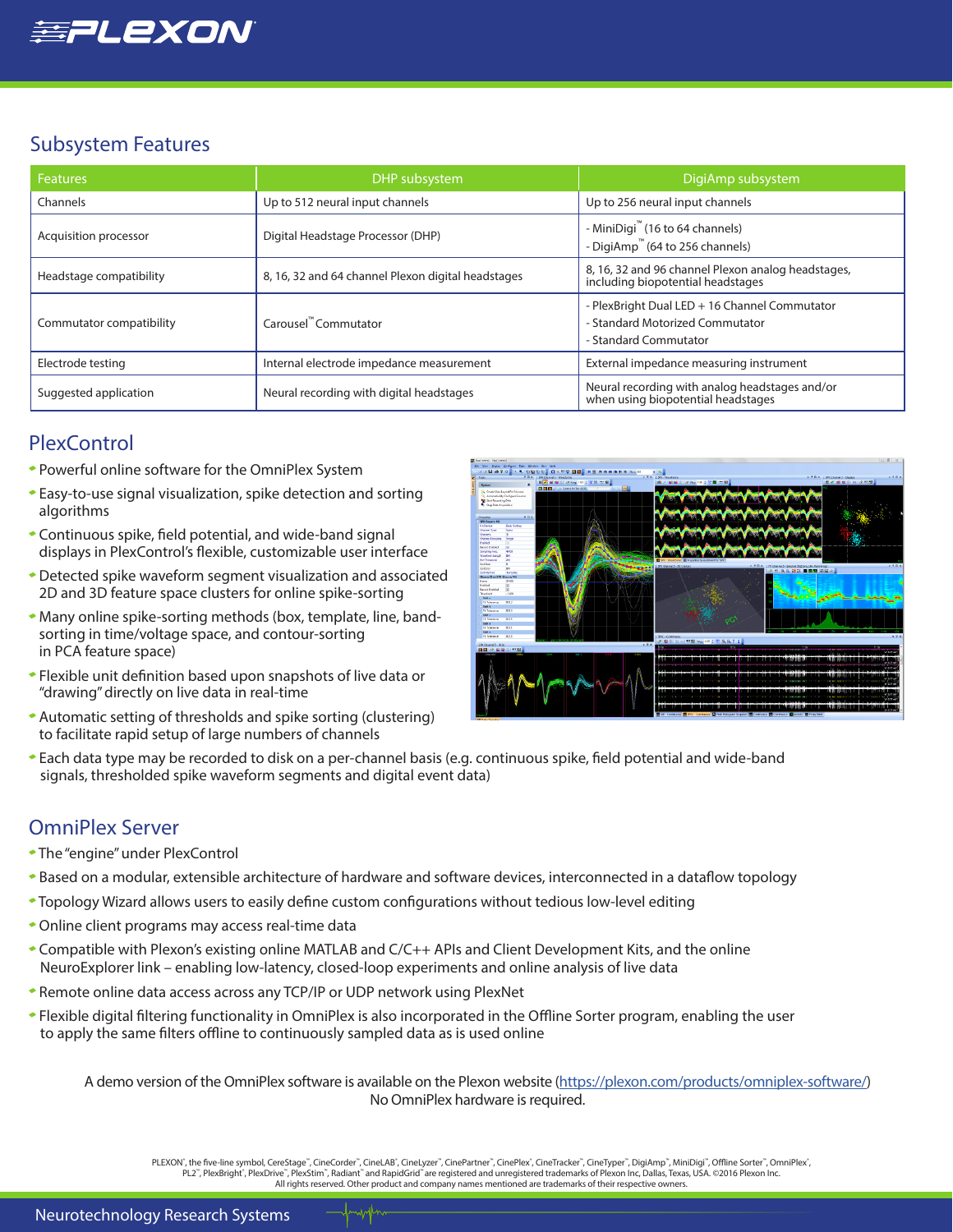## Subsystem Features

| Features | DHP subsystem | DigiAmp subsystem |
|---|---|---|
| Channels | Up to 512 neural input channels | Up to 256 neural input channels |
| Acquisition processor | Digital Headstage Processor (DHP) | - MiniDigi™ (16 to 64 channels)<br>- DigiAmp™ (64 to 256 channels) |
| Headstage compatibility | 8, 16, 32 and 64 channel Plexon digital headstages | 8, 16, 32 and 96 channel Plexon analog headstages, including biopotential headstages |
| Commutator compatibility | Carousel™ Commutator | - PlexBright Dual LED + 16 Channel Commutator<br>- Standard Motorized Commutator<br>- Standard Commutator |
| Electrode testing | Internal electrode impedance measurement | External impedance measuring instrument |
| Suggested application | Neural recording with digital headstages | Neural recording with analog headstages and/or when using biopotential headstages |

## PlexControl

- Powerful online software for the OmniPlex System
- Easy-to-use signal visualization, spike detection and sorting algorithms
- Continuous spike, field potential, and wide-band signal displays in PlexControl's flexible, customizable user interface
- Detected spike waveform segment visualization and associated 2D and 3D feature space clusters for online spike-sorting
- Many online spike-sorting methods (box, template, line, band-sorting in time/voltage space, and contour-sorting in PCA feature space)
- Flexible unit definition based upon snapshots of live data or "drawing" directly on live data in real-time
- Automatic setting of thresholds and spike sorting (clustering) to facilitate rapid setup of large numbers of channels
- Each data type may be recorded to disk on a per-channel basis (e.g. continuous spike, field potential and wide-band signals, thresholded spike waveform segments and digital event data)

## OmniPlex Server

- The "engine" under PlexControl
- Based on a modular, extensible architecture of hardware and software devices, interconnected in a dataflow topology
- Topology Wizard allows users to easily define custom configurations without tedious low-level editing
- Online client programs may access real-time data
- Compatible with Plexon's existing online MATLAB and C/C++ APIs and Client Development Kits, and the online NeuroExplorer link – enabling low-latency, closed-loop experiments and online analysis of live data
- Remote online data access across any TCP/IP or UDP network using PlexNet
- Flexible digital filtering functionality in OmniPlex is also incorporated in the Offline Sorter program, enabling the user to apply the same filters offline to continuously sampled data as is used online

A demo version of the OmniPlex software is available on the Plexon website (https://plexon.com/products/omniplex-software/)
No OmniPlex hardware is required.

PLEXON®, the five-line symbol, CereStage™, CineCorder™, CineLAB®, CineLyzer™, CinePartner™, CinePlex®, CineTracker™, CineTyper™, DigiAmp™, MiniDigi™, Offline Sorter™, OmniPlex®, PL2™, PlexBright®, PlexDrive™, PlexStim™, Radiant™ and RapidGrid™ are registered and unregistered trademarks of Plexon Inc, Dallas, Texas, USA. ©2016 Plexon Inc. All rights reserved. Other product and company names mentioned are trademarks of their respective owners.

Neurotechnology Research Systems